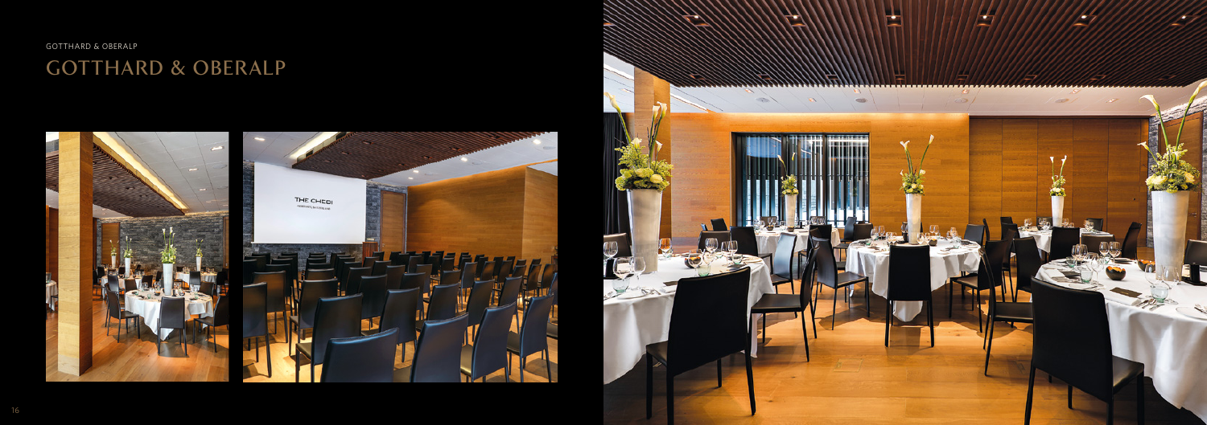# GOTTHARD & OBERALP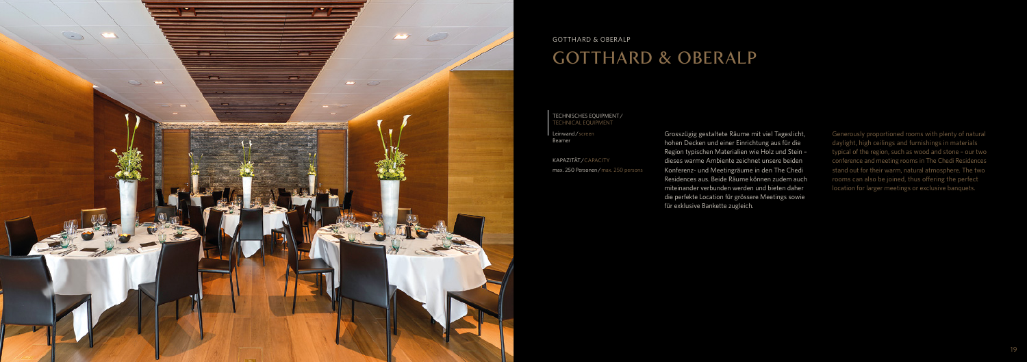GOTTHARD & OBERALP

# GOTTHARD & OBERALP

TECHNISCHES EQUIPMENT / TECHNICAL EQUIPMENT

Leinwand / screen
Beamer

KAPAZITÄT / CAPACITY

max. 250 Personen / max. 250 persons

Grosszügig gestaltete Räume mit viel Tageslicht, hohen Decken und einer Einrichtung aus für die Region typischen Materialien wie Holz und Stein – dieses warme Ambiente zeichnet unsere beiden Konferenz- und Meetingräume in den The Chedi Residences aus. Beide Räume können zudem auch miteinander verbunden werden und bieten daher die perfekte Location für grössere Meetings sowie für exklusive Bankette zugleich.

Generously proportioned rooms with plenty of natural daylight, high ceilings and furnishings in materials typical of the region, such as wood and stone – our two conference and meeting rooms in The Chedi Residences stand out for their warm, natural atmosphere. The two rooms can also be joined, thus offering the perfect location for larger meetings or exclusive banquets.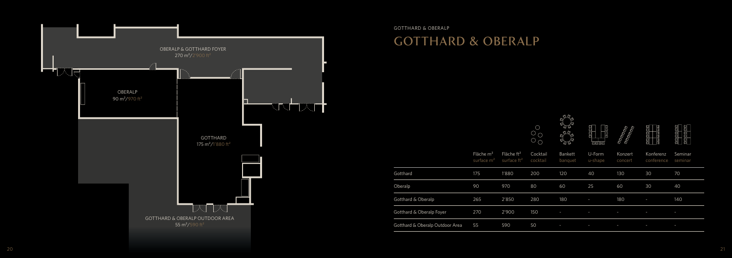GOTTHARD & OBERALP

# GOTTHARD & OBERALP

OBERALP & GOTTHARD FOYER
270 m²/2'900 ft²

OBERALP
90 m²/970 ft²

GOTTHARD
175 m²/1'880 ft²

GOTTHARD & OBERALP OUTDOOR AREA
55 m²/590 ft²

| | Fläche m² surface m² | Fläche ft² surface ft² | Cocktail cocktail | Bankett banquet | U-Form u-shape | Konzert concert | Konferenz conference | Seminar seminar |
|---|---|---|---|---|---|---|---|---|
| Gotthard | 175 | 1'880 | 200 | 120 | 40 | 130 | 30 | 70 |
| Oberalp | 90 | 970 | 80 | 60 | 25 | 60 | 30 | 40 |
| Gotthard & Oberalp | 265 | 2'850 | 280 | 180 | - | 180 | - | 140 |
| Gotthard & Oberalp Foyer | 270 | 2'900 | 150 | - | - | - | - | - |
| Gotthard & Oberalp Outdoor Area | 55 | 590 | 50 | - | - | - | - | - |